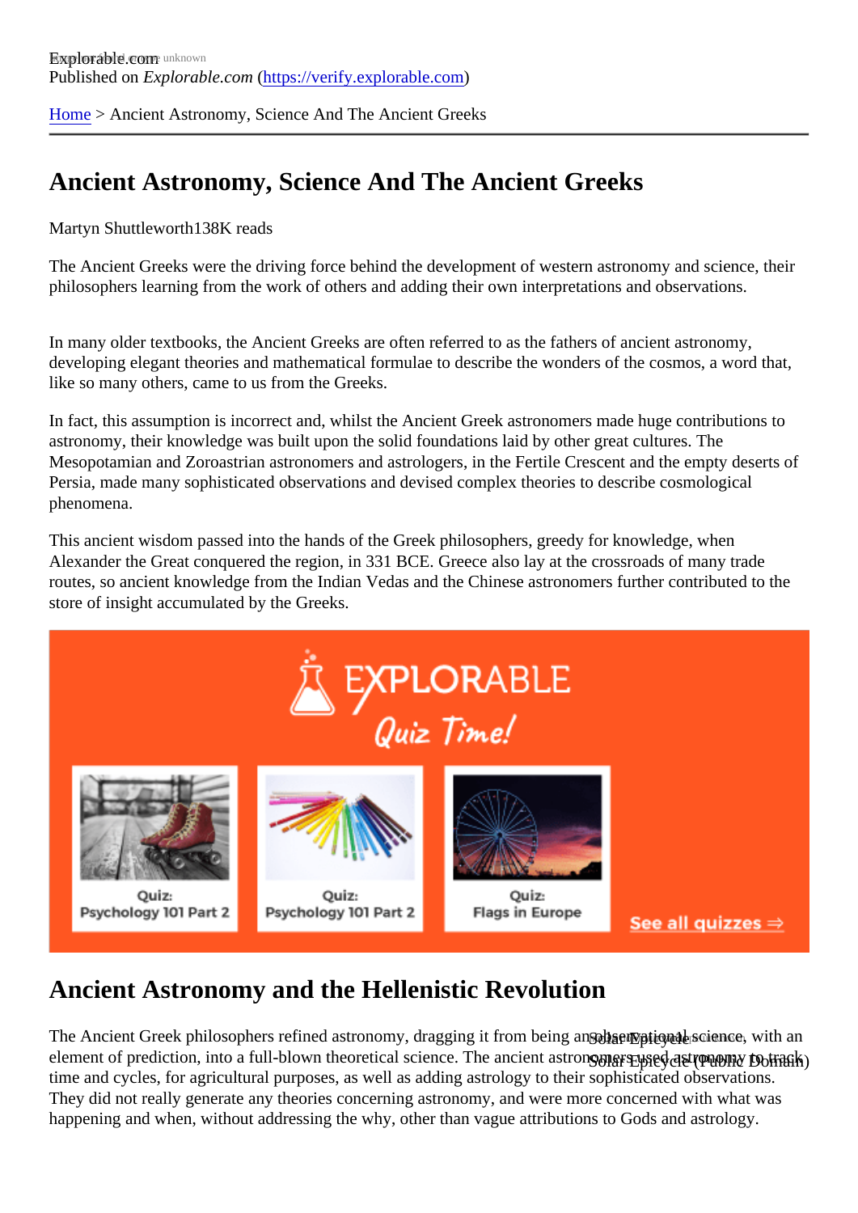Explorable.com

Published on *Explorable.com* (https://verify.explorable.com)

Home > Ancient Astronomy, Science And The Ancient Greeks

# Ancient Astronomy, Science And The Ancient Greeks

Martyn Shuttleworth138K reads

The Ancient Greeks were the driving force behind the development of western astronomy and science, their philosophers learning from the work of others and adding their own interpretations and observations.

In many older textbooks, the Ancient Greeks are often referred to as the fathers of ancient astronomy, developing elegant theories and mathematical formulae to describe the wonders of the cosmos, a word that, like so many others, came to us from the Greeks.

In fact, this assumption is incorrect and, whilst the Ancient Greek astronomers made huge contributions to astronomy, their knowledge was built upon the solid foundations laid by other great cultures. The Mesopotamian and Zoroastrian astronomers and astrologers, in the Fertile Crescent and the empty deserts of Persia, made many sophisticated observations and devised complex theories to describe cosmological phenomena.

This ancient wisdom passed into the hands of the Greek philosophers, greedy for knowledge, when Alexander the Great conquered the region, in 331 BCE. Greece also lay at the crossroads of many trade routes, so ancient knowledge from the Indian Vedas and the Chinese astronomers further contributed to the store of insight accumulated by the Greeks.

## Ancient Astronomy and the Hellenistic Revolution

Solar Epicycle (Public Domain)

The Ancient Greek philosophers refined astronomy, dragging it from being an observational science, with an element of prediction, into a full-blown theoretical science. The ancient astronomers used astronomy to track time and cycles, for agricultural purposes, as well as adding astrology to their sophisticated observations. They did not really generate any theories concerning astronomy, and were more concerned with what was happening and when, without addressing the why, other than vague attributions to Gods and astrology.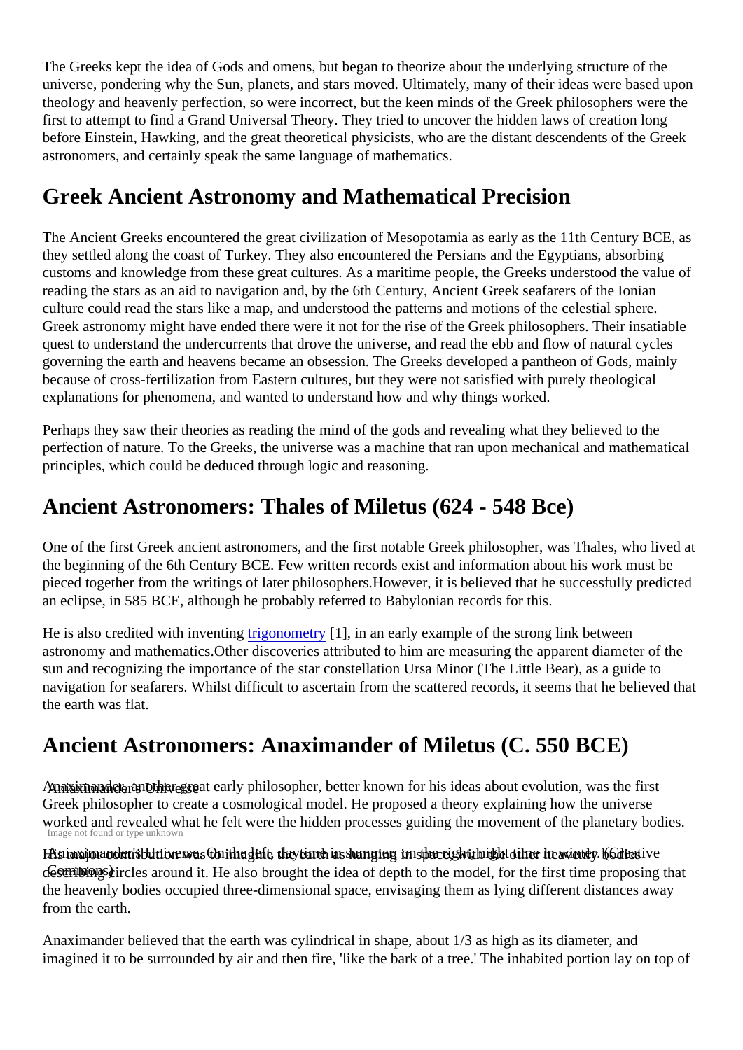The Greeks kept the idea of Gods and omens, but began to theorize about the underlying structure of the universe, pondering why the Sun, planets, and stars moved. Ultimately, many of their ideas were based upon theology and heavenly perfection, so were incorrect, but the keen minds of the Greek philosophers were the first to attempt to find a Grand Universal Theory. They tried to uncover the hidden laws of creation long before Einstein, Hawking, and the great theoretical physicists, who are the distant descendents of the Greek astronomers, and certainly speak the same language of mathematics.

## Greek Ancient Astronomy and Mathematical Precision

The Ancient Greeks encountered the great civilization of Mesopotamia as early as the 11th Century BCE, as they settled along the coast of Turkey. They also encountered the Persians and the Egyptians, absorbing customs and knowledge from these great cultures. As a maritime people, the Greeks understood the value of reading the stars as an aid to navigation and, by the 6th Century, Ancient Greek seafarers of the Ionian culture could read the stars like a map, and understood the patterns and motions of the celestial sphere. Greek astronomy might have ended there were it not for the rise of the Greek philosophers. Their insatiable quest to understand the undercurrents that drove the universe, and read the ebb and flow of natural cycles governing the earth and heavens became an obsession. The Greeks developed a pantheon of Gods, mainly because of cross-fertilization from Eastern cultures, but they were not satisfied with purely theological explanations for phenomena, and wanted to understand how and why things worked.

Perhaps they saw their theories as reading the mind of the gods and revealing what they believed to the perfection of nature. To the Greeks, the universe was a machine that ran upon mechanical and mathematical principles, which could be deduced through logic and reasoning.

## Ancient Astronomers: Thales of Miletus (624 - 548 Bce)

One of the first Greek ancient astronomers, and the first notable Greek philosopher, was Thales, who lived at the beginning of the 6th Century BCE. Few written records exist and information about his work must be pieced together from the writings of later philosophers.However, it is believed that he successfully predicted an eclipse, in 585 BCE, although he probably referred to Babylonian records for this.

He is also credited with inventing trigonometry [1], in an early example of the strong link between astronomy and mathematics.Other discoveries attributed to him are measuring the apparent diameter of the sun and recognizing the importance of the star constellation Ursa Minor (The Little Bear), as a guide to navigation for seafarers. Whilst difficult to ascertain from the scattered records, it seems that he believed that the earth was flat.

## Ancient Astronomers: Anaximander of Miletus (C. 550 BCE)

Anaximander's Universe

Image not found or type unknown

Anaximander's Universe. On the left, daytime in summer; on the right, night time in winter. (Creative Commons)

Anaximander, another great early philosopher, better known for his ideas about evolution, was the first Greek philosopher to create a cosmological model. He proposed a theory explaining how the universe worked and revealed what he felt were the hidden processes guiding the movement of the planetary bodies.

His major contribution was to imagine the earth as hanging in space, with the other heavenly bodies describing circles around it. He also brought the idea of depth to the model, for the first time proposing that the heavenly bodies occupied three-dimensional space, envisaging them as lying different distances away from the earth.

Anaximander believed that the earth was cylindrical in shape, about 1/3 as high as its diameter, and imagined it to be surrounded by air and then fire, 'like the bark of a tree.' The inhabited portion lay on top of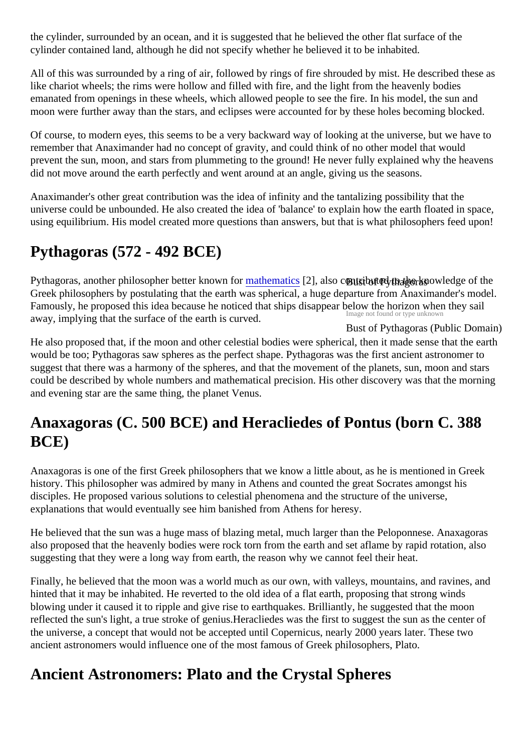the cylinder, surrounded by an ocean, and it is suggested that he believed the other flat surface of the cylinder contained land, although he did not specify whether he believed it to be inhabited.

All of this was surrounded by a ring of air, followed by rings of fire shrouded by mist. He described these as like chariot wheels; the rims were hollow and filled with fire, and the light from the heavenly bodies emanated from openings in these wheels, which allowed people to see the fire. In his model, the sun and moon were further away than the stars, and eclipses were accounted for by these holes becoming blocked.

Of course, to modern eyes, this seems to be a very backward way of looking at the universe, but we have to remember that Anaximander had no concept of gravity, and could think of no other model that would prevent the sun, moon, and stars from plummeting to the ground! He never fully explained why the heavens did not move around the earth perfectly and went around at an angle, giving us the seasons.

Anaximander's other great contribution was the idea of infinity and the tantalizing possibility that the universe could be unbounded. He also created the idea of 'balance' to explain how the earth floated in space, using equilibrium. His model created more questions than answers, but that is what philosophers feed upon!

## Pythagoras (572 - 492 BCE)

Pythagoras, another philosopher better known for mathematics [2], also contributed to the knowledge of the Greek philosophers by postulating that the earth was spherical, a huge departure from Anaximander's model. Famously, he proposed this idea because he noticed that ships disappear below the horizon when they sail away, implying that the surface of the earth is curved.

Bust of Pythagoras (Public Domain)

He also proposed that, if the moon and other celestial bodies were spherical, then it made sense that the earth would be too; Pythagoras saw spheres as the perfect shape. Pythagoras was the first ancient astronomer to suggest that there was a harmony of the spheres, and that the movement of the planets, sun, moon and stars could be described by whole numbers and mathematical precision. His other discovery was that the morning and evening star are the same thing, the planet Venus.

## Anaxagoras (C. 500 BCE) and Heracliedes of Pontus (born C. 388 BCE)

Anaxagoras is one of the first Greek philosophers that we know a little about, as he is mentioned in Greek history. This philosopher was admired by many in Athens and counted the great Socrates amongst his disciples. He proposed various solutions to celestial phenomena and the structure of the universe, explanations that would eventually see him banished from Athens for heresy.

He believed that the sun was a huge mass of blazing metal, much larger than the Peloponnese. Anaxagoras also proposed that the heavenly bodies were rock torn from the earth and set aflame by rapid rotation, also suggesting that they were a long way from earth, the reason why we cannot feel their heat.

Finally, he believed that the moon was a world much as our own, with valleys, mountains, and ravines, and hinted that it may be inhabited. He reverted to the old idea of a flat earth, proposing that strong winds blowing under it caused it to ripple and give rise to earthquakes. Brilliantly, he suggested that the moon reflected the sun's light, a true stroke of genius.Heracliedes was the first to suggest the sun as the center of the universe, a concept that would not be accepted until Copernicus, nearly 2000 years later. These two ancient astronomers would influence one of the most famous of Greek philosophers, Plato.

## Ancient Astronomers: Plato and the Crystal Spheres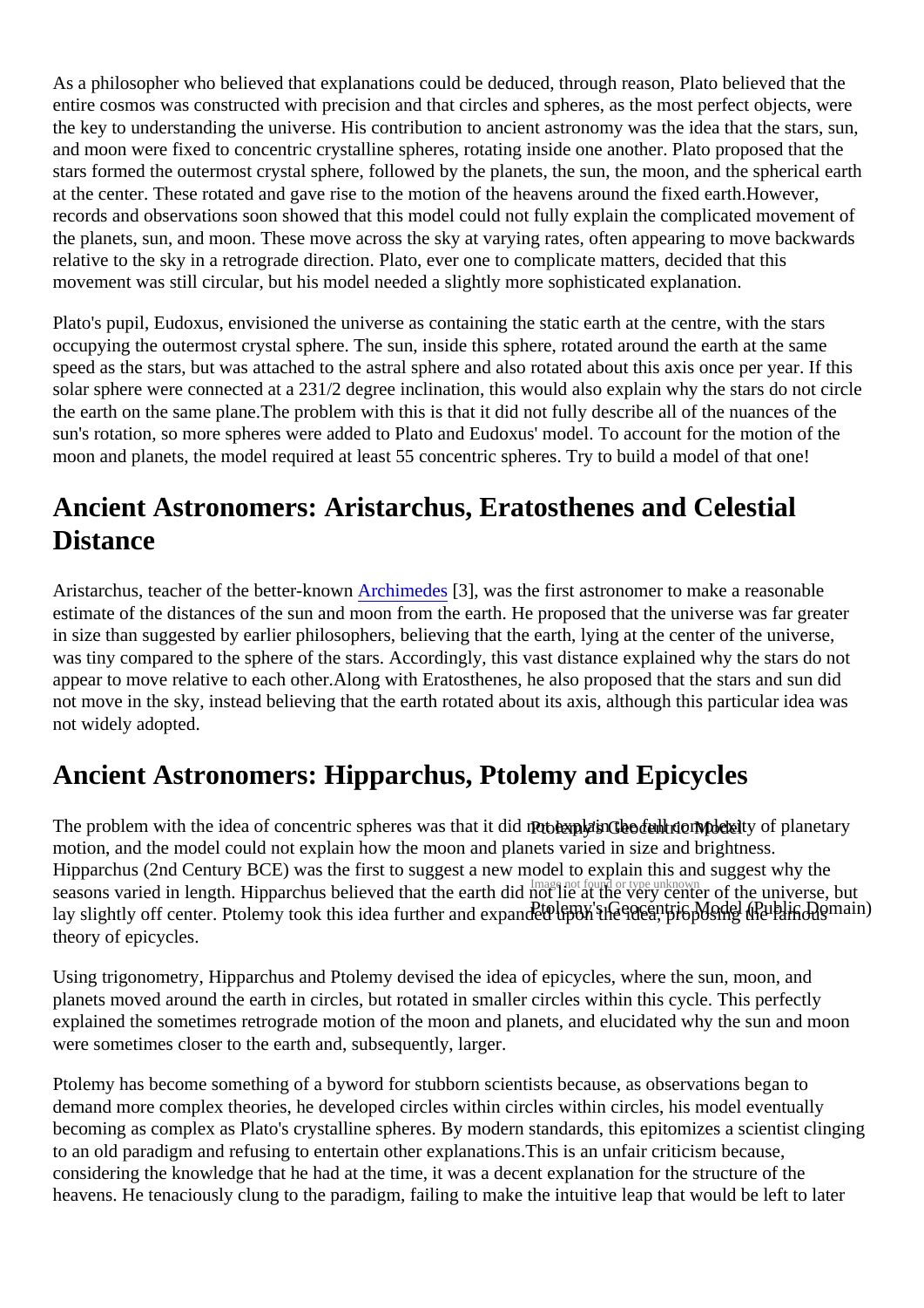As a philosopher who believed that explanations could be deduced, through reason, Plato believed that the entire cosmos was constructed with precision and that circles and spheres, as the most perfect objects, were the key to understanding the universe. His contribution to ancient astronomy was the idea that the stars, sun, and moon were fixed to concentric crystalline spheres, rotating inside one another. Plato proposed that the stars formed the outermost crystal sphere, followed by the planets, the sun, the moon, and the spherical earth at the center. These rotated and gave rise to the motion of the heavens around the fixed earth.However, records and observations soon showed that this model could not fully explain the complicated movement of the planets, sun, and moon. These move across the sky at varying rates, often appearing to move backwards relative to the sky in a retrograde direction. Plato, ever one to complicate matters, decided that this movement was still circular, but his model needed a slightly more sophisticated explanation.

Plato's pupil, Eudoxus, envisioned the universe as containing the static earth at the centre, with the stars occupying the outermost crystal sphere. The sun, inside this sphere, rotated around the earth at the same speed as the stars, but was attached to the astral sphere and also rotated about this axis once per year. If this solar sphere were connected at a 231/2 degree inclination, this would also explain why the stars do not circle the earth on the same plane.The problem with this is that it did not fully describe all of the nuances of the sun's rotation, so more spheres were added to Plato and Eudoxus' model. To account for the motion of the moon and planets, the model required at least 55 concentric spheres. Try to build a model of that one!

## Ancient Astronomers: Aristarchus, Eratosthenes and Celestial Distance

Aristarchus, teacher of the better-known Archimedes [3], was the first astronomer to make a reasonable estimate of the distances of the sun and moon from the earth. He proposed that the universe was far greater in size than suggested by earlier philosophers, believing that the earth, lying at the center of the universe, was tiny compared to the sphere of the stars. Accordingly, this vast distance explained why the stars do not appear to move relative to each other.Along with Eratosthenes, he also proposed that the stars and sun did not move in the sky, instead believing that the earth rotated about its axis, although this particular idea was not widely adopted.

## Ancient Astronomers: Hipparchus, Ptolemy and Epicycles

Ptolemy's Geocentric Model

Ptolemy's Geocentric Model (Public Domain)

The problem with the idea of concentric spheres was that it did not explain the full complexity of planetary motion, and the model could not explain how the moon and planets varied in size and brightness. Hipparchus (2nd Century BCE) was the first to suggest a new model to explain this and suggest why the seasons varied in length. Hipparchus believed that the earth did not lie at the very center of the universe, but lay slightly off center. Ptolemy took this idea further and expanded upon the idea, proposing the famous theory of epicycles.

Using trigonometry, Hipparchus and Ptolemy devised the idea of epicycles, where the sun, moon, and planets moved around the earth in circles, but rotated in smaller circles within this cycle. This perfectly explained the sometimes retrograde motion of the moon and planets, and elucidated why the sun and moon were sometimes closer to the earth and, subsequently, larger.

Ptolemy has become something of a byword for stubborn scientists because, as observations began to demand more complex theories, he developed circles within circles within circles, his model eventually becoming as complex as Plato's crystalline spheres. By modern standards, this epitomizes a scientist clinging to an old paradigm and refusing to entertain other explanations.This is an unfair criticism because, considering the knowledge that he had at the time, it was a decent explanation for the structure of the heavens. He tenaciously clung to the paradigm, failing to make the intuitive leap that would be left to later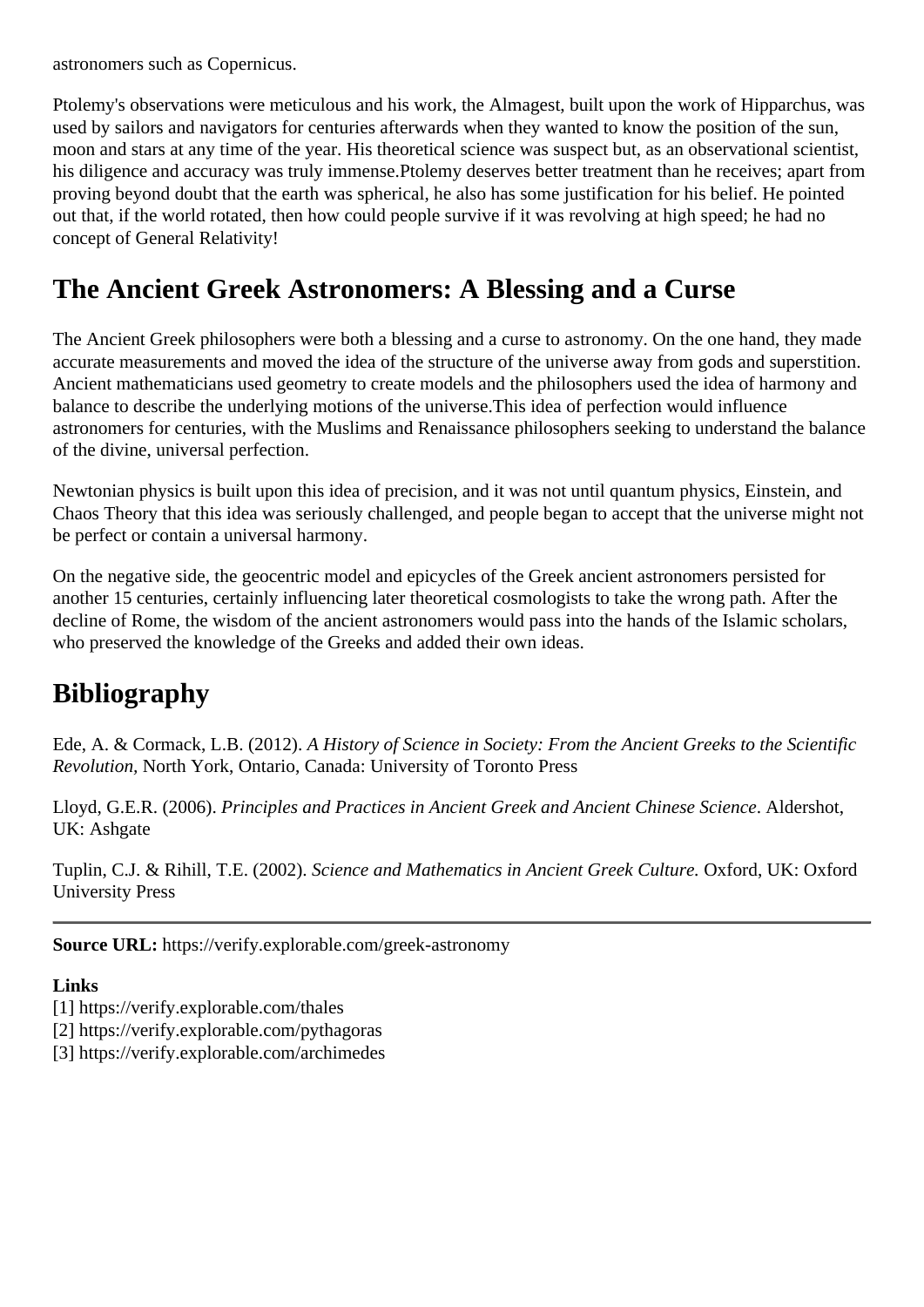astronomers such as Copernicus.

Ptolemy's observations were meticulous and his work, the Almagest, built upon the work of Hipparchus, was used by sailors and navigators for centuries afterwards when they wanted to know the position of the sun, moon and stars at any time of the year. His theoretical science was suspect but, as an observational scientist, his diligence and accuracy was truly immense.Ptolemy deserves better treatment than he receives; apart from proving beyond doubt that the earth was spherical, he also has some justification for his belief. He pointed out that, if the world rotated, then how could people survive if it was revolving at high speed; he had no concept of General Relativity!

## The Ancient Greek Astronomers: A Blessing and a Curse

The Ancient Greek philosophers were both a blessing and a curse to astronomy. On the one hand, they made accurate measurements and moved the idea of the structure of the universe away from gods and superstition. Ancient mathematicians used geometry to create models and the philosophers used the idea of harmony and balance to describe the underlying motions of the universe.This idea of perfection would influence astronomers for centuries, with the Muslims and Renaissance philosophers seeking to understand the balance of the divine, universal perfection.

Newtonian physics is built upon this idea of precision, and it was not until quantum physics, Einstein, and Chaos Theory that this idea was seriously challenged, and people began to accept that the universe might not be perfect or contain a universal harmony.

On the negative side, the geocentric model and epicycles of the Greek ancient astronomers persisted for another 15 centuries, certainly influencing later theoretical cosmologists to take the wrong path. After the decline of Rome, the wisdom of the ancient astronomers would pass into the hands of the Islamic scholars, who preserved the knowledge of the Greeks and added their own ideas.

## Bibliography

Ede, A. & Cormack, L.B. (2012). *A History of Science in Society: From the Ancient Greeks to the Scientific Revolution*, North York, Ontario, Canada: University of Toronto Press

Lloyd, G.E.R. (2006). *Principles and Practices in Ancient Greek and Ancient Chinese Science*. Aldershot, UK: Ashgate

Tuplin, C.J. & Rihill, T.E. (2002). *Science and Mathematics in Ancient Greek Culture.* Oxford, UK: Oxford University Press

---

**Source URL:** https://verify.explorable.com/greek-astronomy

**Links**
[1] https://verify.explorable.com/thales
[2] https://verify.explorable.com/pythagoras
[3] https://verify.explorable.com/archimedes